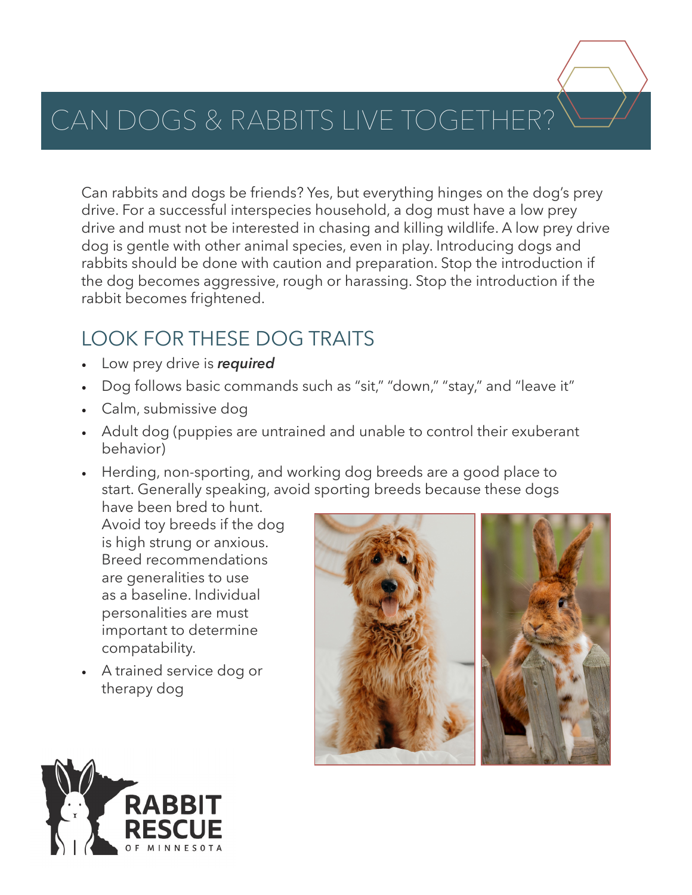# CAN DOGS & RABBITS LIVE TOGETHER?

Can rabbits and dogs be friends? Yes, but everything hinges on the dog's prey drive. For a successful interspecies household, a dog must have a low prey drive and must not be interested in chasing and killing wildlife. A low prey drive dog is gentle with other animal species, even in play. Introducing dogs and rabbits should be done with caution and preparation. Stop the introduction if the dog becomes aggressive, rough or harassing. Stop the introduction if the rabbit becomes frightened.

## LOOK FOR THESE DOG TRAITS

- Low prey drive is ***required***
- Dog follows basic commands such as "sit," "down," "stay," and "leave it"
- Calm, submissive dog
- Adult dog (puppies are untrained and unable to control their exuberant behavior)
- Herding, non-sporting, and working dog breeds are a good place to start. Generally speaking, avoid sporting breeds because these dogs have been bred to hunt. Avoid toy breeds if the dog is high strung or anxious. Breed recommendations are generalities to use as a baseline. Individual personalities are must important to determine compatability.
- A trained service dog or therapy dog

RABBIT RESCUE OF MINNESOTA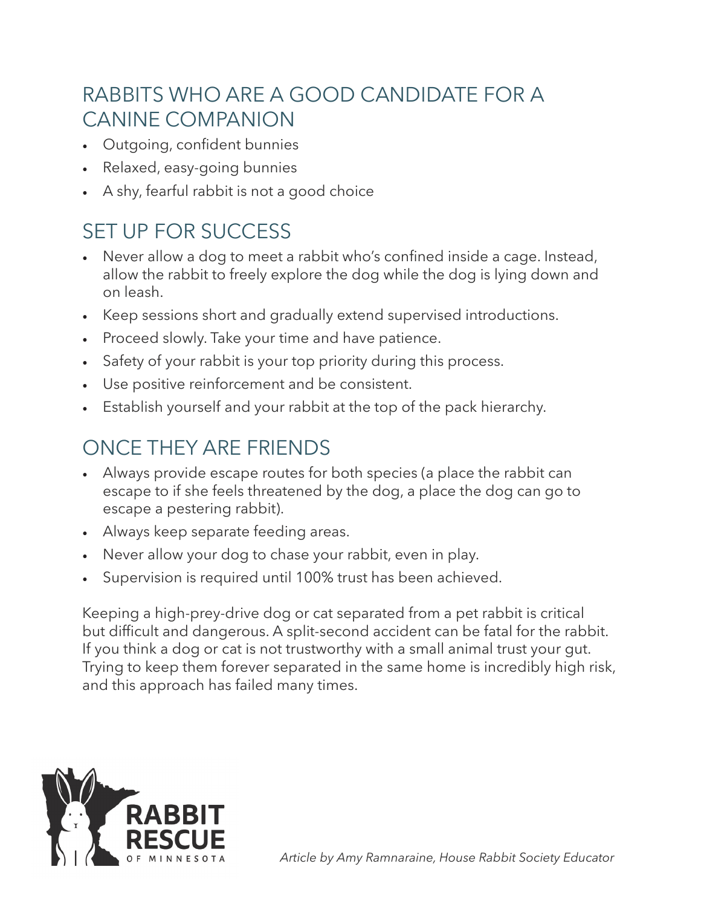## RABBITS WHO ARE A GOOD CANDIDATE FOR A CANINE COMPANION

- Outgoing, confident bunnies
- Relaxed, easy-going bunnies
- A shy, fearful rabbit is not a good choice

## SET UP FOR SUCCESS

- Never allow a dog to meet a rabbit who's confined inside a cage. Instead, allow the rabbit to freely explore the dog while the dog is lying down and on leash.
- Keep sessions short and gradually extend supervised introductions.
- Proceed slowly. Take your time and have patience.
- Safety of your rabbit is your top priority during this process.
- Use positive reinforcement and be consistent.
- Establish yourself and your rabbit at the top of the pack hierarchy.

## ONCE THEY ARE FRIENDS

- Always provide escape routes for both species (a place the rabbit can escape to if she feels threatened by the dog, a place the dog can go to escape a pestering rabbit).
- Always keep separate feeding areas.
- Never allow your dog to chase your rabbit, even in play.
- Supervision is required until 100% trust has been achieved.

Keeping a high-prey-drive dog or cat separated from a pet rabbit is critical but difficult and dangerous. A split-second accident can be fatal for the rabbit. If you think a dog or cat is not trustworthy with a small animal trust your gut. Trying to keep them forever separated in the same home is incredibly high risk, and this approach has failed many times.

RABBIT RESCUE OF MINNESOTA

*Article by Amy Ramnaraine, House Rabbit Society Educator*